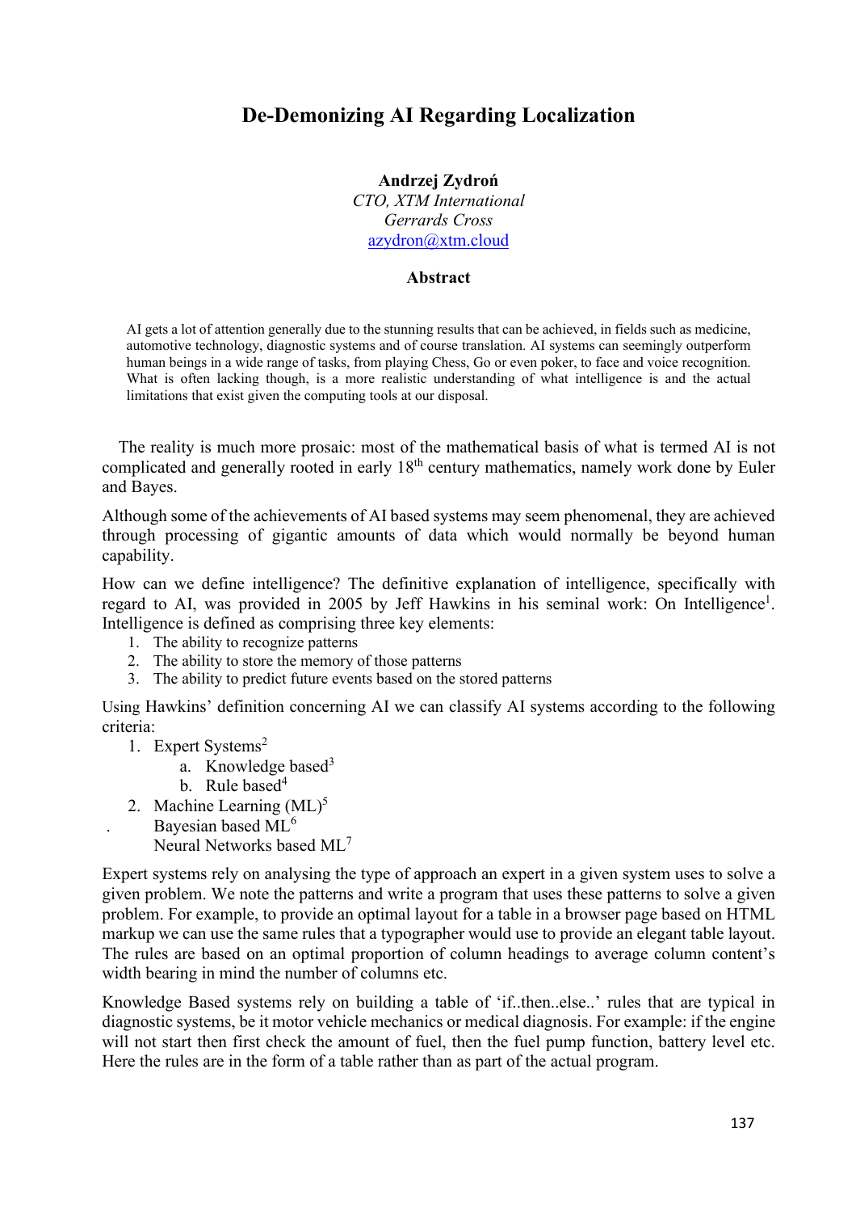# De-Demonizing AI Regarding Localization

**Andrzej Zydroń**
*CTO, XTM International*
*Gerrards Cross*
azydron@xtm.cloud

## Abstract

AI gets a lot of attention generally due to the stunning results that can be achieved, in fields such as medicine, automotive technology, diagnostic systems and of course translation. AI systems can seemingly outperform human beings in a wide range of tasks, from playing Chess, Go or even poker, to face and voice recognition. What is often lacking though, is a more realistic understanding of what intelligence is and the actual limitations that exist given the computing tools at our disposal.

The reality is much more prosaic: most of the mathematical basis of what is termed AI is not complicated and generally rooted in early 18th century mathematics, namely work done by Euler and Bayes.

Although some of the achievements of AI based systems may seem phenomenal, they are achieved through processing of gigantic amounts of data which would normally be beyond human capability.

How can we define intelligence? The definitive explanation of intelligence, specifically with regard to AI, was provided in 2005 by Jeff Hawkins in his seminal work: On Intelligence[1]. Intelligence is defined as comprising three key elements:

1. The ability to recognize patterns
2. The ability to store the memory of those patterns
3. The ability to predict future events based on the stored patterns

Using Hawkins' definition concerning AI we can classify AI systems according to the following criteria:

1. Expert Systems[2]
    a. Knowledge based[3]
    b. Rule based[4]
2. Machine Learning (ML)[5]
    . Bayesian based ML[6]
    Neural Networks based ML[7]

Expert systems rely on analysing the type of approach an expert in a given system uses to solve a given problem. We note the patterns and write a program that uses these patterns to solve a given problem. For example, to provide an optimal layout for a table in a browser page based on HTML markup we can use the same rules that a typographer would use to provide an elegant table layout. The rules are based on an optimal proportion of column headings to average column content's width bearing in mind the number of columns etc.

Knowledge Based systems rely on building a table of 'if..then..else..' rules that are typical in diagnostic systems, be it motor vehicle mechanics or medical diagnosis. For example: if the engine will not start then first check the amount of fuel, then the fuel pump function, battery level etc. Here the rules are in the form of a table rather than as part of the actual program.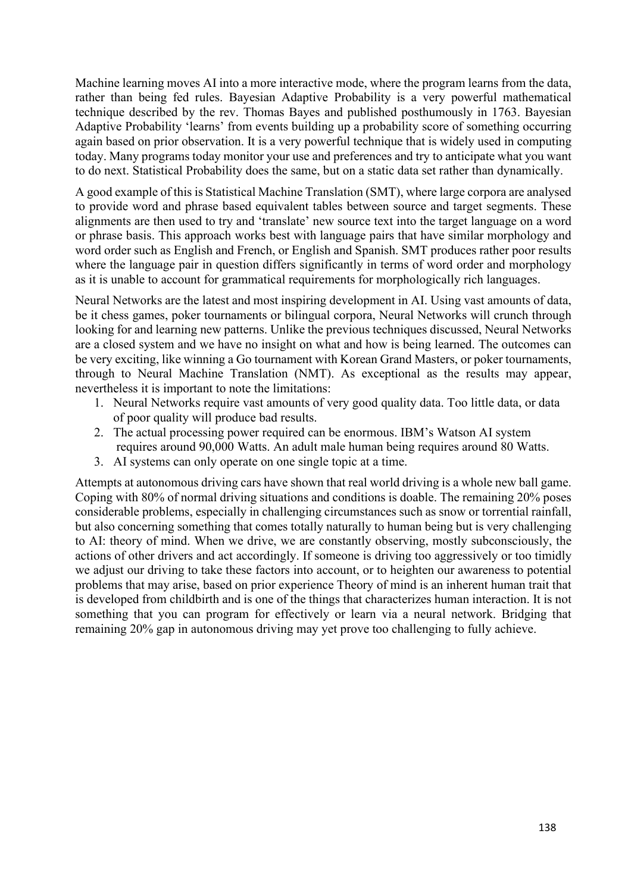Machine learning moves AI into a more interactive mode, where the program learns from the data, rather than being fed rules. Bayesian Adaptive Probability is a very powerful mathematical technique described by the rev. Thomas Bayes and published posthumously in 1763. Bayesian Adaptive Probability 'learns' from events building up a probability score of something occurring again based on prior observation. It is a very powerful technique that is widely used in computing today. Many programs today monitor your use and preferences and try to anticipate what you want to do next. Statistical Probability does the same, but on a static data set rather than dynamically.

A good example of this is Statistical Machine Translation (SMT), where large corpora are analysed to provide word and phrase based equivalent tables between source and target segments. These alignments are then used to try and 'translate' new source text into the target language on a word or phrase basis. This approach works best with language pairs that have similar morphology and word order such as English and French, or English and Spanish. SMT produces rather poor results where the language pair in question differs significantly in terms of word order and morphology as it is unable to account for grammatical requirements for morphologically rich languages.

Neural Networks are the latest and most inspiring development in AI. Using vast amounts of data, be it chess games, poker tournaments or bilingual corpora, Neural Networks will crunch through looking for and learning new patterns. Unlike the previous techniques discussed, Neural Networks are a closed system and we have no insight on what and how is being learned. The outcomes can be very exciting, like winning a Go tournament with Korean Grand Masters, or poker tournaments, through to Neural Machine Translation (NMT). As exceptional as the results may appear, nevertheless it is important to note the limitations:

1. Neural Networks require vast amounts of very good quality data. Too little data, or data of poor quality will produce bad results.
2. The actual processing power required can be enormous. IBM's Watson AI system requires around 90,000 Watts. An adult male human being requires around 80 Watts.
3. AI systems can only operate on one single topic at a time.

Attempts at autonomous driving cars have shown that real world driving is a whole new ball game. Coping with 80% of normal driving situations and conditions is doable. The remaining 20% poses considerable problems, especially in challenging circumstances such as snow or torrential rainfall, but also concerning something that comes totally naturally to human being but is very challenging to AI: theory of mind. When we drive, we are constantly observing, mostly subconsciously, the actions of other drivers and act accordingly. If someone is driving too aggressively or too timidly we adjust our driving to take these factors into account, or to heighten our awareness to potential problems that may arise, based on prior experience Theory of mind is an inherent human trait that is developed from childbirth and is one of the things that characterizes human interaction. It is not something that you can program for effectively or learn via a neural network. Bridging that remaining 20% gap in autonomous driving may yet prove too challenging to fully achieve.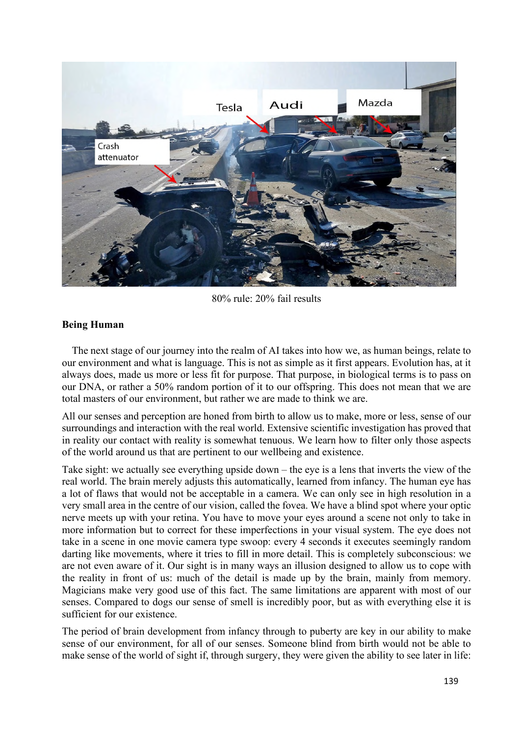80% rule: 20% fail results

**Being Human**

The next stage of our journey into the realm of AI takes into how we, as human beings, relate to our environment and what is language. This is not as simple as it first appears. Evolution has, at it always does, made us more or less fit for purpose. That purpose, in biological terms is to pass on our DNA, or rather a 50% random portion of it to our offspring. This does not mean that we are total masters of our environment, but rather we are made to think we are.

All our senses and perception are honed from birth to allow us to make, more or less, sense of our surroundings and interaction with the real world. Extensive scientific investigation has proved that in reality our contact with reality is somewhat tenuous. We learn how to filter only those aspects of the world around us that are pertinent to our wellbeing and existence.

Take sight: we actually see everything upside down – the eye is a lens that inverts the view of the real world. The brain merely adjusts this automatically, learned from infancy. The human eye has a lot of flaws that would not be acceptable in a camera. We can only see in high resolution in a very small area in the centre of our vision, called the fovea. We have a blind spot where your optic nerve meets up with your retina. You have to move your eyes around a scene not only to take in more information but to correct for these imperfections in your visual system. The eye does not take in a scene in one movie camera type swoop: every 4 seconds it executes seemingly random darting like movements, where it tries to fill in more detail. This is completely subconscious: we are not even aware of it. Our sight is in many ways an illusion designed to allow us to cope with the reality in front of us: much of the detail is made up by the brain, mainly from memory. Magicians make very good use of this fact. The same limitations are apparent with most of our senses. Compared to dogs our sense of smell is incredibly poor, but as with everything else it is sufficient for our existence.

The period of brain development from infancy through to puberty are key in our ability to make sense of our environment, for all of our senses. Someone blind from birth would not be able to make sense of the world of sight if, through surgery, they were given the ability to see later in life: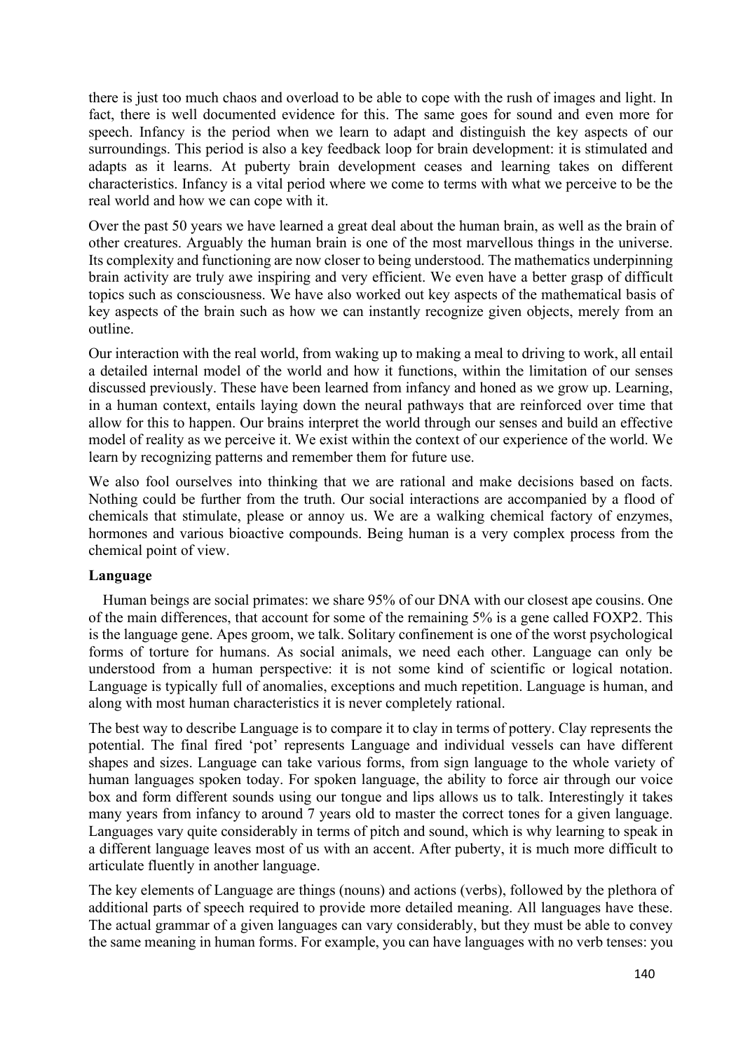there is just too much chaos and overload to be able to cope with the rush of images and light. In fact, there is well documented evidence for this. The same goes for sound and even more for speech. Infancy is the period when we learn to adapt and distinguish the key aspects of our surroundings. This period is also a key feedback loop for brain development: it is stimulated and adapts as it learns. At puberty brain development ceases and learning takes on different characteristics. Infancy is a vital period where we come to terms with what we perceive to be the real world and how we can cope with it.

Over the past 50 years we have learned a great deal about the human brain, as well as the brain of other creatures. Arguably the human brain is one of the most marvellous things in the universe. Its complexity and functioning are now closer to being understood. The mathematics underpinning brain activity are truly awe inspiring and very efficient. We even have a better grasp of difficult topics such as consciousness. We have also worked out key aspects of the mathematical basis of key aspects of the brain such as how we can instantly recognize given objects, merely from an outline.

Our interaction with the real world, from waking up to making a meal to driving to work, all entail a detailed internal model of the world and how it functions, within the limitation of our senses discussed previously. These have been learned from infancy and honed as we grow up. Learning, in a human context, entails laying down the neural pathways that are reinforced over time that allow for this to happen. Our brains interpret the world through our senses and build an effective model of reality as we perceive it. We exist within the context of our experience of the world. We learn by recognizing patterns and remember them for future use.

We also fool ourselves into thinking that we are rational and make decisions based on facts. Nothing could be further from the truth. Our social interactions are accompanied by a flood of chemicals that stimulate, please or annoy us. We are a walking chemical factory of enzymes, hormones and various bioactive compounds. Being human is a very complex process from the chemical point of view.

**Language**

Human beings are social primates: we share 95% of our DNA with our closest ape cousins. One of the main differences, that account for some of the remaining 5% is a gene called FOXP2. This is the language gene. Apes groom, we talk. Solitary confinement is one of the worst psychological forms of torture for humans. As social animals, we need each other. Language can only be understood from a human perspective: it is not some kind of scientific or logical notation. Language is typically full of anomalies, exceptions and much repetition. Language is human, and along with most human characteristics it is never completely rational.

The best way to describe Language is to compare it to clay in terms of pottery. Clay represents the potential. The final fired 'pot' represents Language and individual vessels can have different shapes and sizes. Language can take various forms, from sign language to the whole variety of human languages spoken today. For spoken language, the ability to force air through our voice box and form different sounds using our tongue and lips allows us to talk. Interestingly it takes many years from infancy to around 7 years old to master the correct tones for a given language. Languages vary quite considerably in terms of pitch and sound, which is why learning to speak in a different language leaves most of us with an accent. After puberty, it is much more difficult to articulate fluently in another language.

The key elements of Language are things (nouns) and actions (verbs), followed by the plethora of additional parts of speech required to provide more detailed meaning. All languages have these. The actual grammar of a given languages can vary considerably, but they must be able to convey the same meaning in human forms. For example, you can have languages with no verb tenses: you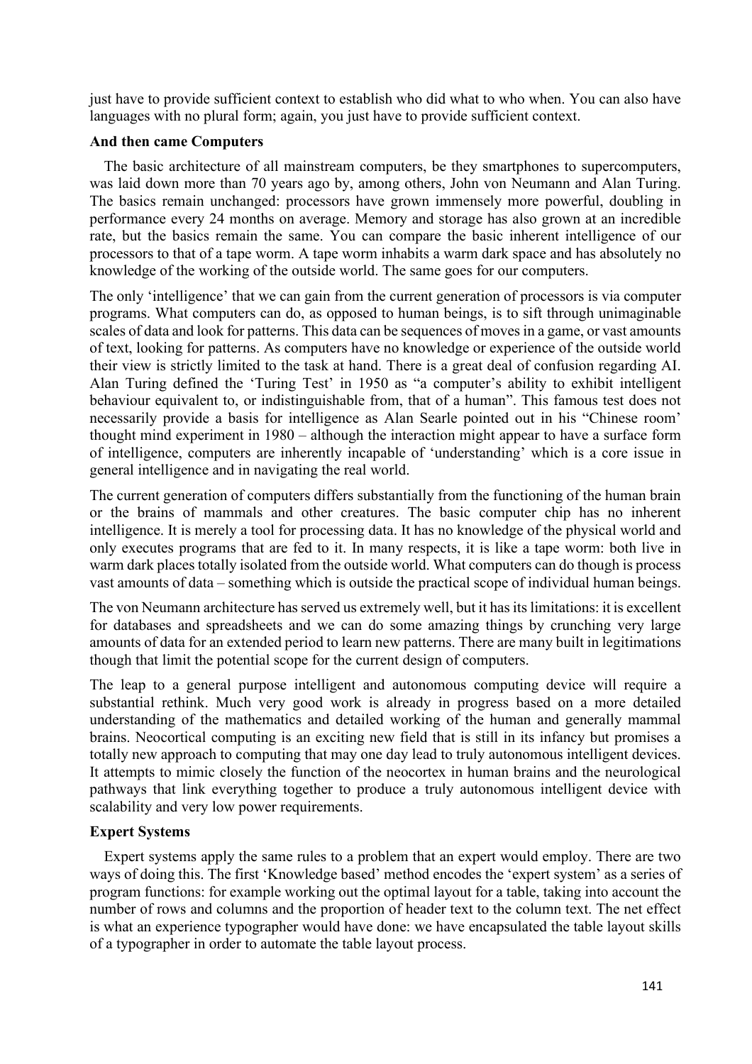just have to provide sufficient context to establish who did what to who when. You can also have languages with no plural form; again, you just have to provide sufficient context.

**And then came Computers**

The basic architecture of all mainstream computers, be they smartphones to supercomputers, was laid down more than 70 years ago by, among others, John von Neumann and Alan Turing. The basics remain unchanged: processors have grown immensely more powerful, doubling in performance every 24 months on average. Memory and storage has also grown at an incredible rate, but the basics remain the same. You can compare the basic inherent intelligence of our processors to that of a tape worm. A tape worm inhabits a warm dark space and has absolutely no knowledge of the working of the outside world. The same goes for our computers.

The only 'intelligence' that we can gain from the current generation of processors is via computer programs. What computers can do, as opposed to human beings, is to sift through unimaginable scales of data and look for patterns. This data can be sequences of moves in a game, or vast amounts of text, looking for patterns. As computers have no knowledge or experience of the outside world their view is strictly limited to the task at hand. There is a great deal of confusion regarding AI. Alan Turing defined the 'Turing Test' in 1950 as "a computer's ability to exhibit intelligent behaviour equivalent to, or indistinguishable from, that of a human". This famous test does not necessarily provide a basis for intelligence as Alan Searle pointed out in his "Chinese room' thought mind experiment in 1980 – although the interaction might appear to have a surface form of intelligence, computers are inherently incapable of 'understanding' which is a core issue in general intelligence and in navigating the real world.

The current generation of computers differs substantially from the functioning of the human brain or the brains of mammals and other creatures. The basic computer chip has no inherent intelligence. It is merely a tool for processing data. It has no knowledge of the physical world and only executes programs that are fed to it. In many respects, it is like a tape worm: both live in warm dark places totally isolated from the outside world. What computers can do though is process vast amounts of data – something which is outside the practical scope of individual human beings.

The von Neumann architecture has served us extremely well, but it has its limitations: it is excellent for databases and spreadsheets and we can do some amazing things by crunching very large amounts of data for an extended period to learn new patterns. There are many built in legitimations though that limit the potential scope for the current design of computers.

The leap to a general purpose intelligent and autonomous computing device will require a substantial rethink. Much very good work is already in progress based on a more detailed understanding of the mathematics and detailed working of the human and generally mammal brains. Neocortical computing is an exciting new field that is still in its infancy but promises a totally new approach to computing that may one day lead to truly autonomous intelligent devices. It attempts to mimic closely the function of the neocortex in human brains and the neurological pathways that link everything together to produce a truly autonomous intelligent device with scalability and very low power requirements.

**Expert Systems**

Expert systems apply the same rules to a problem that an expert would employ. There are two ways of doing this. The first 'Knowledge based' method encodes the 'expert system' as a series of program functions: for example working out the optimal layout for a table, taking into account the number of rows and columns and the proportion of header text to the column text. The net effect is what an experience typographer would have done: we have encapsulated the table layout skills of a typographer in order to automate the table layout process.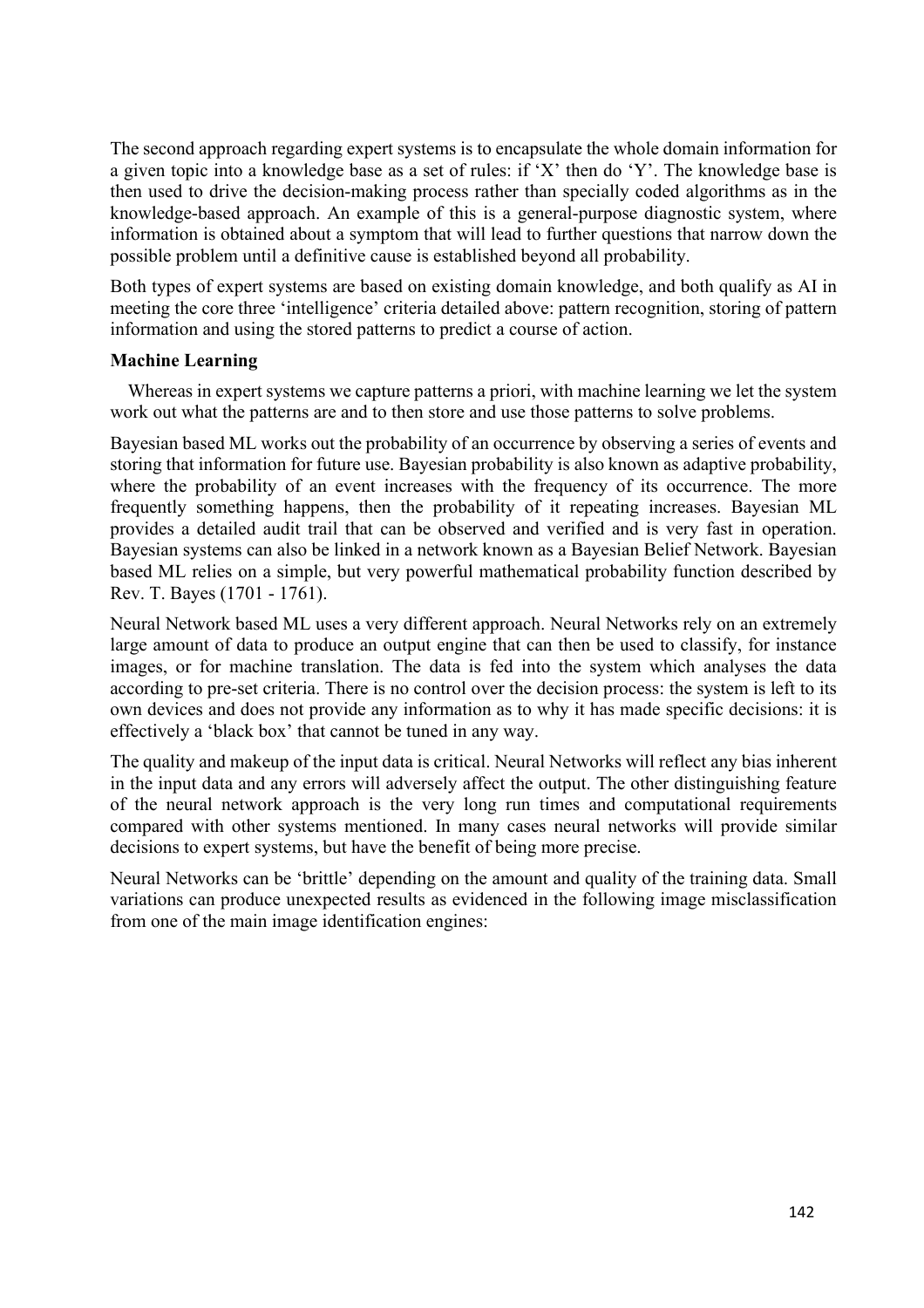The second approach regarding expert systems is to encapsulate the whole domain information for a given topic into a knowledge base as a set of rules: if 'X' then do 'Y'. The knowledge base is then used to drive the decision-making process rather than specially coded algorithms as in the knowledge-based approach. An example of this is a general-purpose diagnostic system, where information is obtained about a symptom that will lead to further questions that narrow down the possible problem until a definitive cause is established beyond all probability.

Both types of expert systems are based on existing domain knowledge, and both qualify as AI in meeting the core three 'intelligence' criteria detailed above: pattern recognition, storing of pattern information and using the stored patterns to predict a course of action.

**Machine Learning**

Whereas in expert systems we capture patterns a priori, with machine learning we let the system work out what the patterns are and to then store and use those patterns to solve problems.

Bayesian based ML works out the probability of an occurrence by observing a series of events and storing that information for future use. Bayesian probability is also known as adaptive probability, where the probability of an event increases with the frequency of its occurrence. The more frequently something happens, then the probability of it repeating increases. Bayesian ML provides a detailed audit trail that can be observed and verified and is very fast in operation. Bayesian systems can also be linked in a network known as a Bayesian Belief Network. Bayesian based ML relies on a simple, but very powerful mathematical probability function described by Rev. T. Bayes (1701 - 1761).

Neural Network based ML uses a very different approach. Neural Networks rely on an extremely large amount of data to produce an output engine that can then be used to classify, for instance images, or for machine translation. The data is fed into the system which analyses the data according to pre-set criteria. There is no control over the decision process: the system is left to its own devices and does not provide any information as to why it has made specific decisions: it is effectively a 'black box' that cannot be tuned in any way.

The quality and makeup of the input data is critical. Neural Networks will reflect any bias inherent in the input data and any errors will adversely affect the output. The other distinguishing feature of the neural network approach is the very long run times and computational requirements compared with other systems mentioned. In many cases neural networks will provide similar decisions to expert systems, but have the benefit of being more precise.

Neural Networks can be 'brittle' depending on the amount and quality of the training data. Small variations can produce unexpected results as evidenced in the following image misclassification from one of the main image identification engines: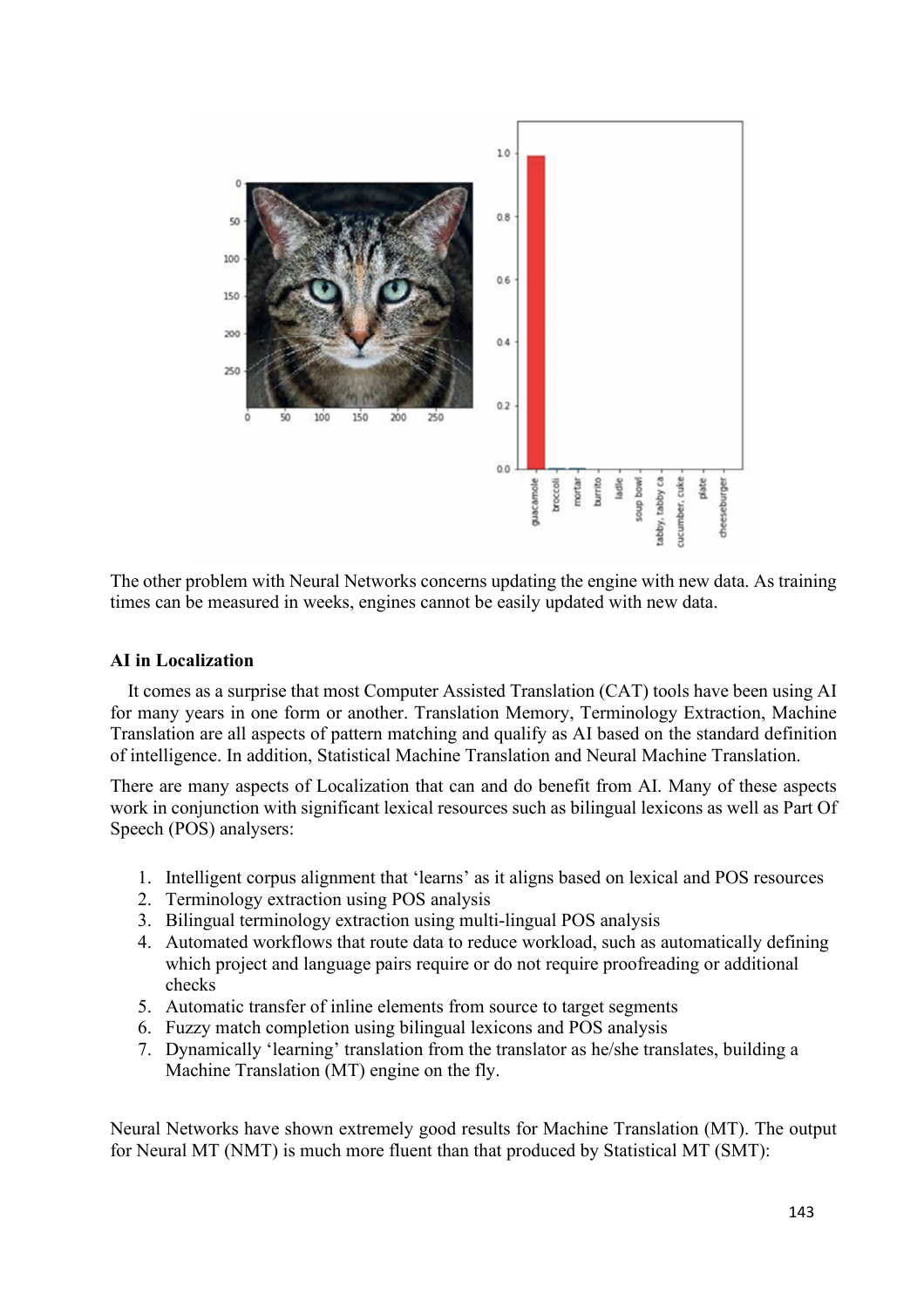The other problem with Neural Networks concerns updating the engine with new data. As training times can be measured in weeks, engines cannot be easily updated with new data.

**AI in Localization**

It comes as a surprise that most Computer Assisted Translation (CAT) tools have been using AI for many years in one form or another. Translation Memory, Terminology Extraction, Machine Translation are all aspects of pattern matching and qualify as AI based on the standard definition of intelligence. In addition, Statistical Machine Translation and Neural Machine Translation.

There are many aspects of Localization that can and do benefit from AI. Many of these aspects work in conjunction with significant lexical resources such as bilingual lexicons as well as Part Of Speech (POS) analysers:

1. Intelligent corpus alignment that 'learns' as it aligns based on lexical and POS resources
2. Terminology extraction using POS analysis
3. Bilingual terminology extraction using multi-lingual POS analysis
4. Automated workflows that route data to reduce workload, such as automatically defining which project and language pairs require or do not require proofreading or additional checks
5. Automatic transfer of inline elements from source to target segments
6. Fuzzy match completion using bilingual lexicons and POS analysis
7. Dynamically 'learning' translation from the translator as he/she translates, building a Machine Translation (MT) engine on the fly.

Neural Networks have shown extremely good results for Machine Translation (MT). The output for Neural MT (NMT) is much more fluent than that produced by Statistical MT (SMT):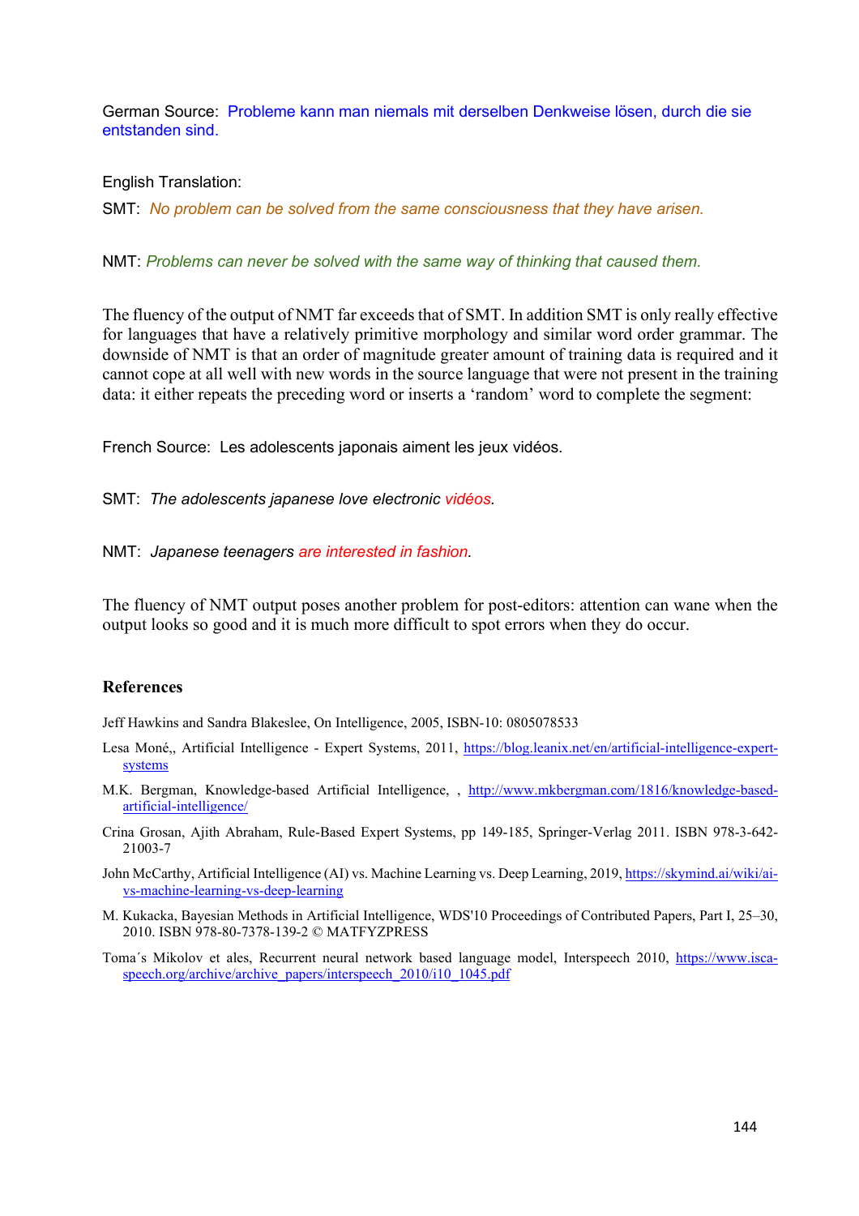German Source: Probleme kann man niemals mit derselben Denkweise lösen, durch die sie entstanden sind.

English Translation:

SMT: *No problem can be solved from the same consciousness that they have arisen.*

NMT: *Problems can never be solved with the same way of thinking that caused them.*

The fluency of the output of NMT far exceeds that of SMT. In addition SMT is only really effective for languages that have a relatively primitive morphology and similar word order grammar. The downside of NMT is that an order of magnitude greater amount of training data is required and it cannot cope at all well with new words in the source language that were not present in the training data: it either repeats the preceding word or inserts a 'random' word to complete the segment:

French Source: Les adolescents japonais aiment les jeux vidéos.

SMT: *The adolescents japanese love electronic vidéos.*

NMT: *Japanese teenagers are interested in fashion.*

The fluency of NMT output poses another problem for post-editors: attention can wane when the output looks so good and it is much more difficult to spot errors when they do occur.

## References

Jeff Hawkins and Sandra Blakeslee, On Intelligence, 2005, ISBN-10: 0805078533

Lesa Moné,, Artificial Intelligence - Expert Systems, 2011, https://blog.leanix.net/en/artificial-intelligence-expert-systems

M.K. Bergman, Knowledge-based Artificial Intelligence, , http://www.mkbergman.com/1816/knowledge-based-artificial-intelligence/

Crina Grosan, Ajith Abraham, Rule-Based Expert Systems, pp 149-185, Springer-Verlag 2011. ISBN 978-3-642-21003-7

John McCarthy, Artificial Intelligence (AI) vs. Machine Learning vs. Deep Learning, 2019, https://skymind.ai/wiki/ai-vs-machine-learning-vs-deep-learning

M. Kukacka, Bayesian Methods in Artificial Intelligence, WDS'10 Proceedings of Contributed Papers, Part I, 25–30, 2010. ISBN 978-80-7378-139-2 © MATFYZPRESS

Toma´s Mikolov et ales, Recurrent neural network based language model, Interspeech 2010, https://www.isca-speech.org/archive/archive_papers/interspeech_2010/i10_1045.pdf